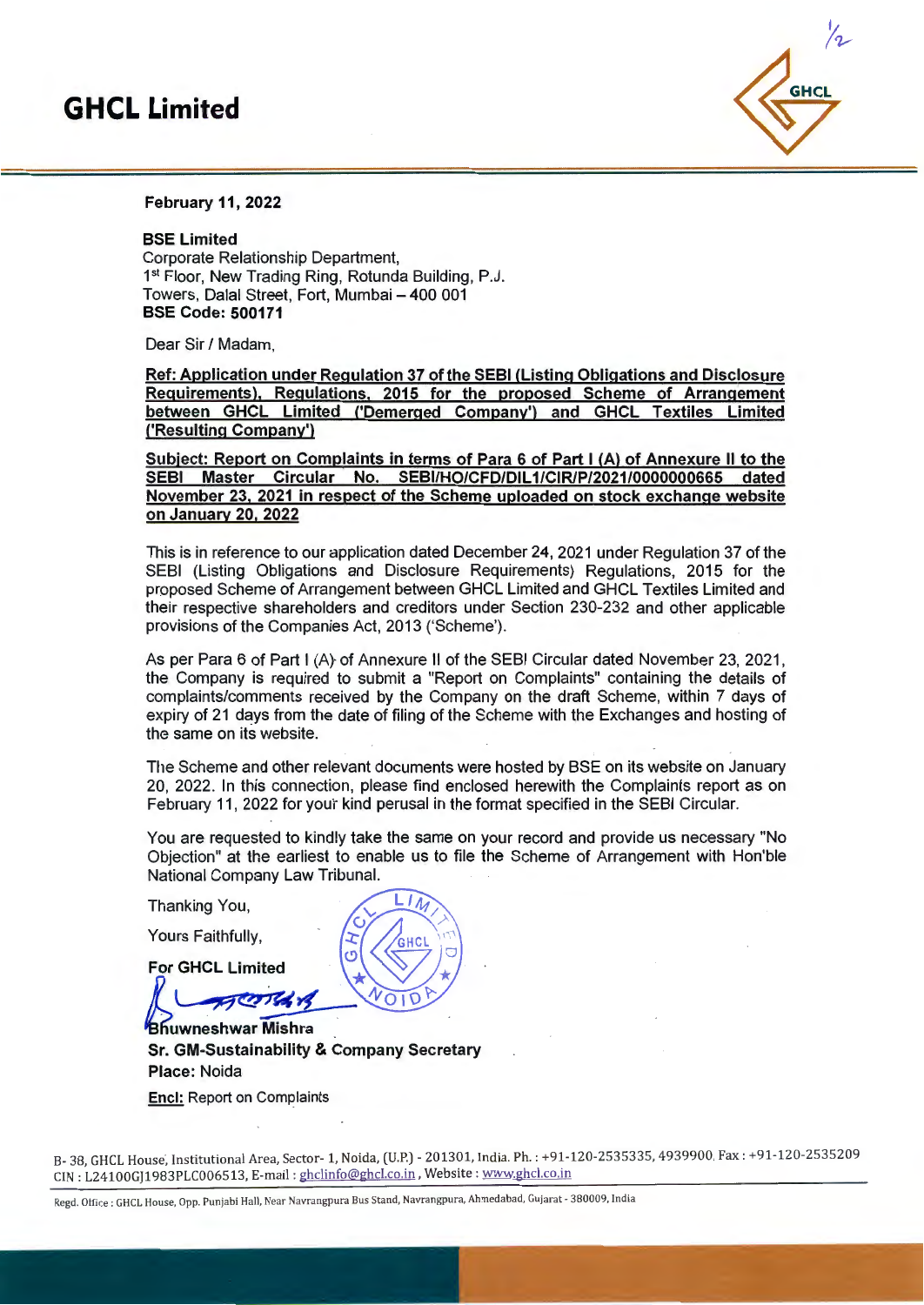# GHCL Limited

**February 11, 2022**

**BSE Limited**
Corporate Relationship Department,
1st Floor, New Trading Ring, Rotunda Building, P.J.
Towers, Dalal Street, Fort, Mumbai – 400 001
**BSE Code: 500171**

Dear Sir / Madam,

**Ref: Application under Regulation 37 of the SEBI (Listing Obligations and Disclosure Requirements), Regulations, 2015 for the proposed Scheme of Arrangement between GHCL Limited ('Demerged Company') and GHCL Textiles Limited ('Resulting Company')**

**Subject: Report on Complaints in terms of Para 6 of Part I (A) of Annexure II to the SEBI Master Circular No. SEBI/HO/CFD/DIL1/CIR/P/2021/0000000665 dated November 23, 2021 in respect of the Scheme uploaded on stock exchange website on January 20, 2022**

This is in reference to our application dated December 24, 2021 under Regulation 37 of the SEBI (Listing Obligations and Disclosure Requirements) Regulations, 2015 for the proposed Scheme of Arrangement between GHCL Limited and GHCL Textiles Limited and their respective shareholders and creditors under Section 230-232 and other applicable provisions of the Companies Act, 2013 ('Scheme').

As per Para 6 of Part I (A) of Annexure II of the SEBI Circular dated November 23, 2021, the Company is required to submit a "Report on Complaints" containing the details of complaints/comments received by the Company on the draft Scheme, within 7 days of expiry of 21 days from the date of filing of the Scheme with the Exchanges and hosting of the same on its website.

The Scheme and other relevant documents were hosted by BSE on its website on January 20, 2022. In this connection, please find enclosed herewith the Complaints report as on February 11, 2022 for your kind perusal in the format specified in the SEBI Circular.

You are requested to kindly take the same on your record and provide us necessary "No Objection" at the earliest to enable us to file the Scheme of Arrangement with Hon'ble National Company Law Tribunal.

Thanking You,

Yours Faithfully,

**For GHCL Limited**

**Bhuwneshwar Mishra**
**Sr. GM-Sustainability & Company Secretary**
**Place:** Noida

**Encl:** Report on Complaints

B- 38, GHCL House, Institutional Area, Sector- 1, Noida, (U.P.) - 201301, India. Ph. : +91-120-2535335, 4939900, Fax : +91-120-2535209
CIN : L24100GJ1983PLC006513, E-mail : ghclinfo@ghcl.co.in, Website : www.ghcl.co.in

Regd. Office : GHCL House, Opp. Punjabi Hall, Near Navrangpura Bus Stand, Navrangpura, Ahmedabad, Gujarat - 380009, India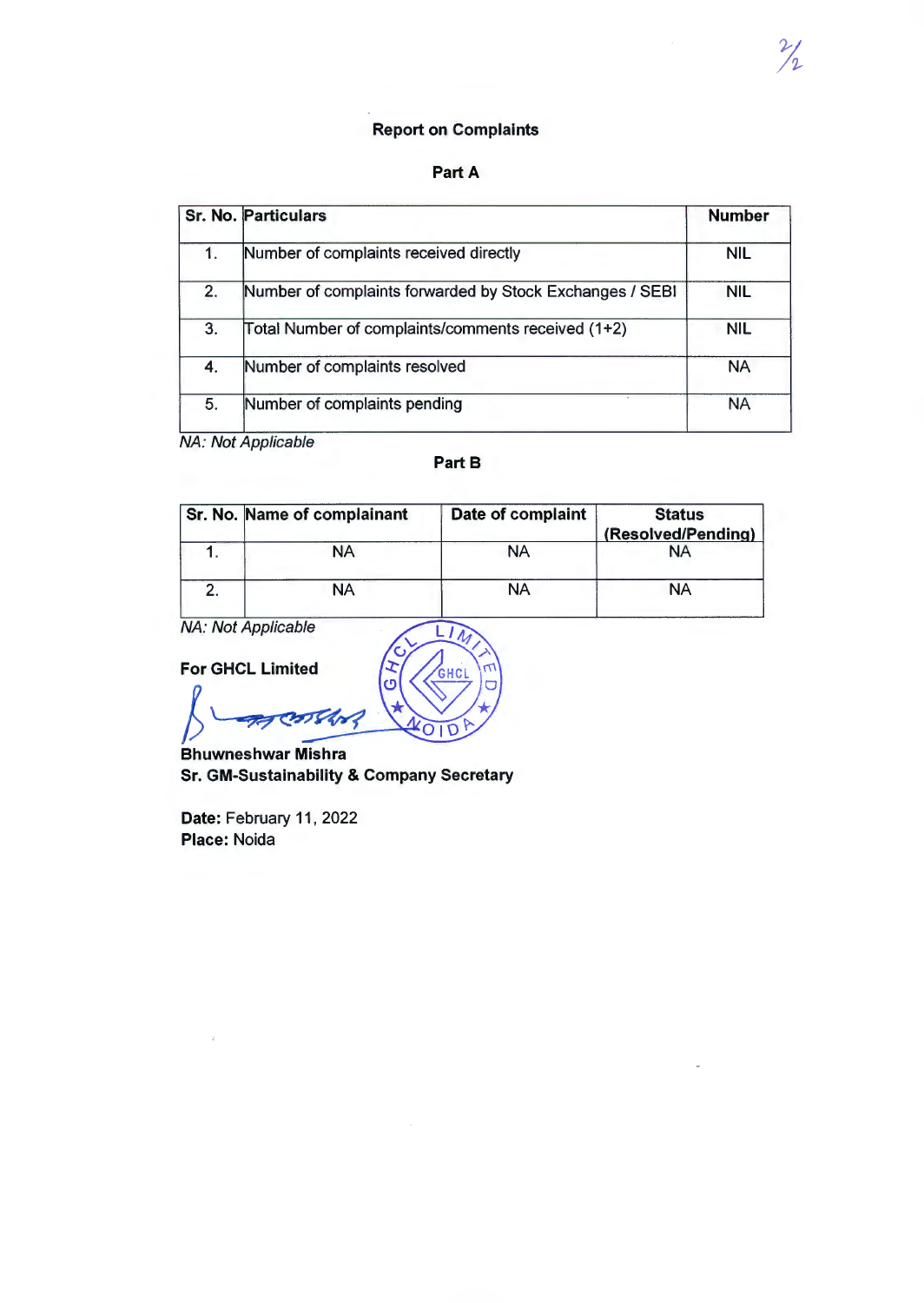## Report on Complaints

### Part A

| Sr. No. | Particulars | Number |
|---|---|---|
| 1. | Number of complaints received directly | NIL |
| 2. | Number of complaints forwarded by Stock Exchanges / SEBI | NIL |
| 3. | Total Number of complaints/comments received (1+2) | NIL |
| 4. | Number of complaints resolved | NA |
| 5. | Number of complaints pending | NA |

*NA: Not Applicable*

### Part B

| Sr. No. | Name of complainant | Date of complaint | Status (Resolved/Pending) |
|---|---|---|---|
| 1. | NA | NA | NA |
| 2. | NA | NA | NA |

*NA: Not Applicable*

**For GHCL Limited**

**Bhuwneshwar Mishra**
**Sr. GM-Sustainability & Company Secretary**

**Date:** February 11, 2022
**Place:** Noida